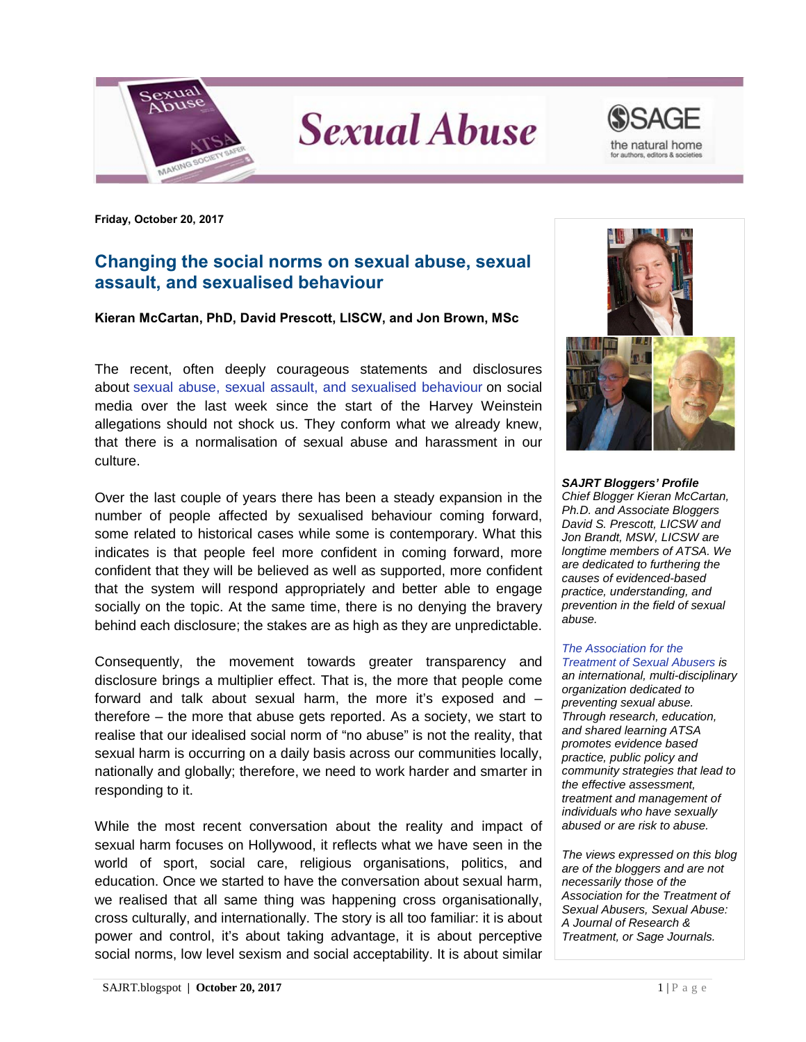Friday, October 20, 2017

## Changing the social norms on sexual abuse, sexual assault, and sexualised behaviour

**Kieran McCartan, PhD, David Prescott, LISCW, and Jon Brown, MSc**

The recent, often deeply courageous statements and disclosures about sexual abuse, sexual assault, and sexualised behaviour on social media over the last week since the start of the Harvey Weinstein allegations should not shock us. They conform what we already knew, that there is a normalisation of sexual abuse and harassment in our culture.

Over the last couple of years there has been a steady expansion in the number of people affected by sexualised behaviour coming forward, some related to historical cases while some is contemporary. What this indicates is that people feel more confident in coming forward, more confident that they will be believed as well as supported, more confident that the system will respond appropriately and better able to engage socially on the topic. At the same time, there is no denying the bravery behind each disclosure; the stakes are as high as they are unpredictable.

Consequently, the movement towards greater transparency and disclosure brings a multiplier effect. That is, the more that people come forward and talk about sexual harm, the more it's exposed and – therefore – the more that abuse gets reported. As a society, we start to realise that our idealised social norm of "no abuse" is not the reality, that sexual harm is occurring on a daily basis across our communities locally, nationally and globally; therefore, we need to work harder and smarter in responding to it.

While the most recent conversation about the reality and impact of sexual harm focuses on Hollywood, it reflects what we have seen in the world of sport, social care, religious organisations, politics, and education. Once we started to have the conversation about sexual harm, we realised that all same thing was happening cross organisationally, cross culturally, and internationally. The story is all too familiar: it is about power and control, it's about taking advantage, it is about perceptive social norms, low level sexism and social acceptability. It is about similar

***SAJRT Bloggers' Profile***
*Chief Blogger Kieran McCartan, Ph.D. and Associate Bloggers David S. Prescott, LICSW and Jon Brandt, MSW, LICSW are longtime members of ATSA. We are dedicated to furthering the causes of evidenced-based practice, understanding, and prevention in the field of sexual abuse.*

*The Association for the Treatment of Sexual Abusers is an international, multi-disciplinary organization dedicated to preventing sexual abuse. Through research, education, and shared learning ATSA promotes evidence based practice, public policy and community strategies that lead to the effective assessment, treatment and management of individuals who have sexually abused or are risk to abuse.*

*The views expressed on this blog are of the bloggers and are not necessarily those of the Association for the Treatment of Sexual Abusers, Sexual Abuse: A Journal of Research & Treatment, or Sage Journals.*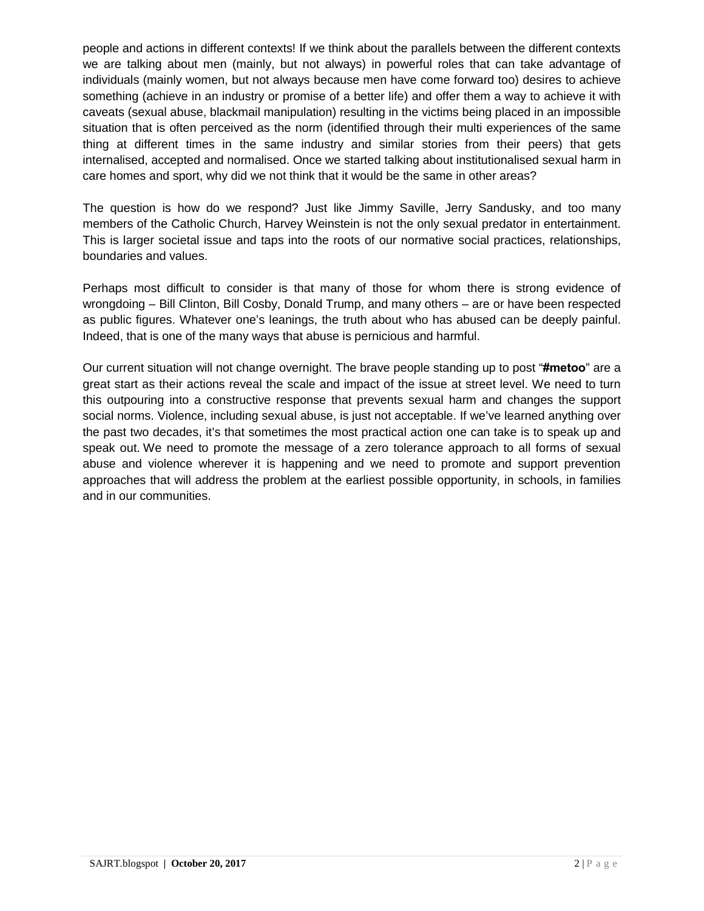people and actions in different contexts! If we think about the parallels between the different contexts we are talking about men (mainly, but not always) in powerful roles that can take advantage of individuals (mainly women, but not always because men have come forward too) desires to achieve something (achieve in an industry or promise of a better life) and offer them a way to achieve it with caveats (sexual abuse, blackmail manipulation) resulting in the victims being placed in an impossible situation that is often perceived as the norm (identified through their multi experiences of the same thing at different times in the same industry and similar stories from their peers) that gets internalised, accepted and normalised. Once we started talking about institutionalised sexual harm in care homes and sport, why did we not think that it would be the same in other areas?

The question is how do we respond? Just like Jimmy Saville, Jerry Sandusky, and too many members of the Catholic Church, Harvey Weinstein is not the only sexual predator in entertainment. This is larger societal issue and taps into the roots of our normative social practices, relationships, boundaries and values.

Perhaps most difficult to consider is that many of those for whom there is strong evidence of wrongdoing – Bill Clinton, Bill Cosby, Donald Trump, and many others – are or have been respected as public figures. Whatever one's leanings, the truth about who has abused can be deeply painful. Indeed, that is one of the many ways that abuse is pernicious and harmful.

Our current situation will not change overnight. The brave people standing up to post "**#metoo**" are a great start as their actions reveal the scale and impact of the issue at street level. We need to turn this outpouring into a constructive response that prevents sexual harm and changes the support social norms. Violence, including sexual abuse, is just not acceptable. If we've learned anything over the past two decades, it's that sometimes the most practical action one can take is to speak up and speak out. We need to promote the message of a zero tolerance approach to all forms of sexual abuse and violence wherever it is happening and we need to promote and support prevention approaches that will address the problem at the earliest possible opportunity, in schools, in families and in our communities.